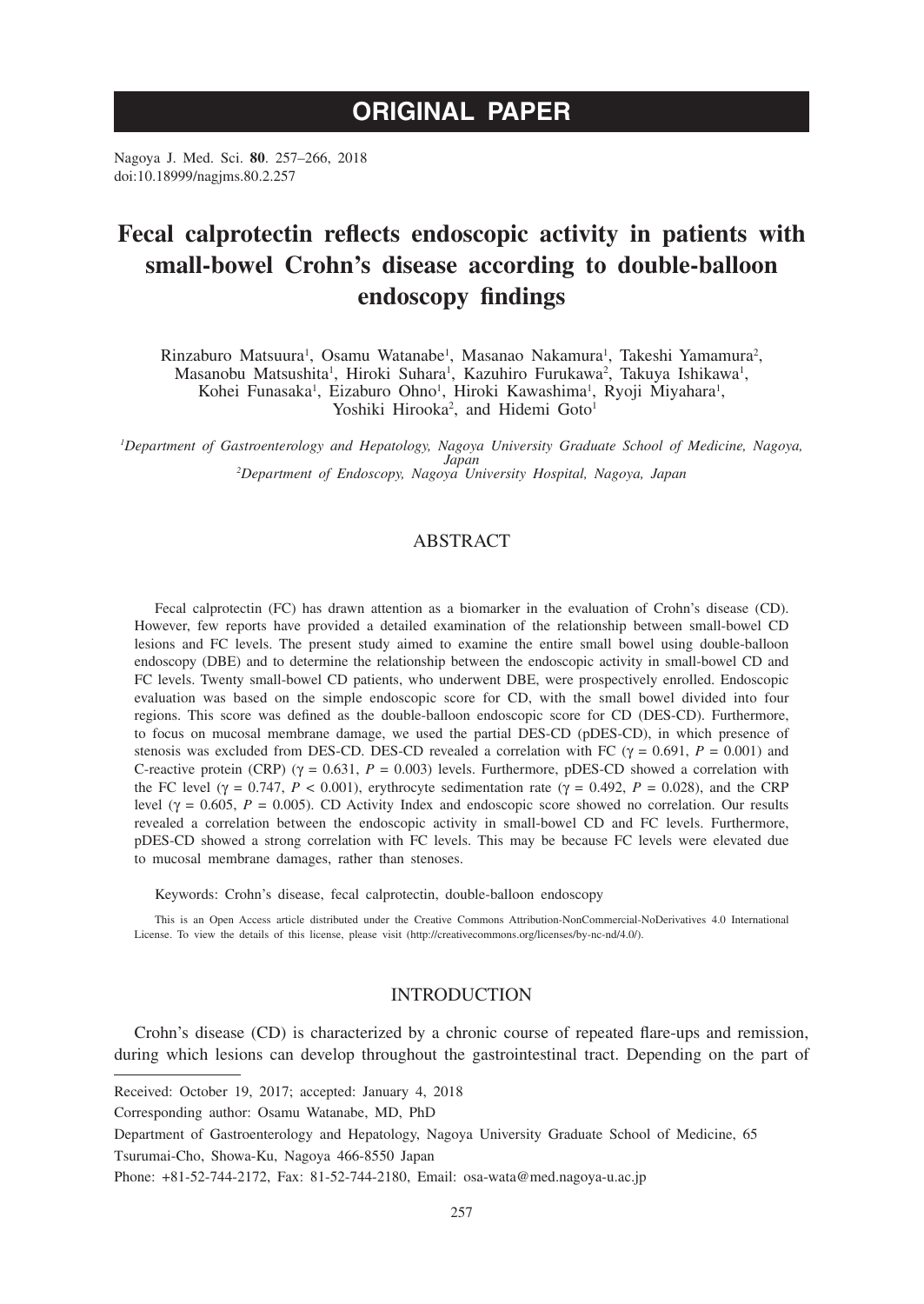# ORIGINAL PAPER

Nagoya J. Med. Sci. **80**. 257–266, 2018
doi:10.18999/nagjms.80.2.257

# Fecal calprotectin reflects endoscopic activity in patients with small-bowel Crohn's disease according to double-balloon endoscopy findings

Rinzaburo Matsuura[1], Osamu Watanabe[1], Masanao Nakamura[1], Takeshi Yamamura[2], Masanobu Matsushita[1], Hiroki Suhara[1], Kazuhiro Furukawa[2], Takuya Ishikawa[1], Kohei Funasaka[1], Eizaburo Ohno[1], Hiroki Kawashima[1], Ryoji Miyahara[1], Yoshiki Hirooka[2], and Hidemi Goto[1]

[1]*Department of Gastroenterology and Hepatology, Nagoya University Graduate School of Medicine, Nagoya, Japan*
[2]*Department of Endoscopy, Nagoya University Hospital, Nagoya, Japan*

## ABSTRACT

Fecal calprotectin (FC) has drawn attention as a biomarker in the evaluation of Crohn's disease (CD). However, few reports have provided a detailed examination of the relationship between small-bowel CD lesions and FC levels. The present study aimed to examine the entire small bowel using double-balloon endoscopy (DBE) and to determine the relationship between the endoscopic activity in small-bowel CD and FC levels. Twenty small-bowel CD patients, who underwent DBE, were prospectively enrolled. Endoscopic evaluation was based on the simple endoscopic score for CD, with the small bowel divided into four regions. This score was defined as the double-balloon endoscopic score for CD (DES-CD). Furthermore, to focus on mucosal membrane damage, we used the partial DES-CD (pDES-CD), in which presence of stenosis was excluded from DES-CD. DES-CD revealed a correlation with FC ($\gamma = 0.691$, $P = 0.001$) and C-reactive protein (CRP) ($\gamma = 0.631$, $P = 0.003$) levels. Furthermore, pDES-CD showed a correlation with the FC level ($\gamma = 0.747$, $P < 0.001$), erythrocyte sedimentation rate ($\gamma = 0.492$, $P = 0.028$), and the CRP level ($\gamma = 0.605$, $P = 0.005$). CD Activity Index and endoscopic score showed no correlation. Our results revealed a correlation between the endoscopic activity in small-bowel CD and FC levels. Furthermore, pDES-CD showed a strong correlation with FC levels. This may be because FC levels were elevated due to mucosal membrane damages, rather than stenoses.

Keywords: Crohn's disease, fecal calprotectin, double-balloon endoscopy

This is an Open Access article distributed under the Creative Commons Attribution-NonCommercial-NoDerivatives 4.0 International License. To view the details of this license, please visit (http://creativecommons.org/licenses/by-nc-nd/4.0/).

## INTRODUCTION

Crohn's disease (CD) is characterized by a chronic course of repeated flare-ups and remission, during which lesions can develop throughout the gastrointestinal tract. Depending on the part of

Received: October 19, 2017; accepted: January 4, 2018
Corresponding author: Osamu Watanabe, MD, PhD
Department of Gastroenterology and Hepatology, Nagoya University Graduate School of Medicine, 65 Tsurumai-Cho, Showa-Ku, Nagoya 466-8550 Japan
Phone: +81-52-744-2172, Fax: 81-52-744-2180, Email: osa-wata@med.nagoya-u.ac.jp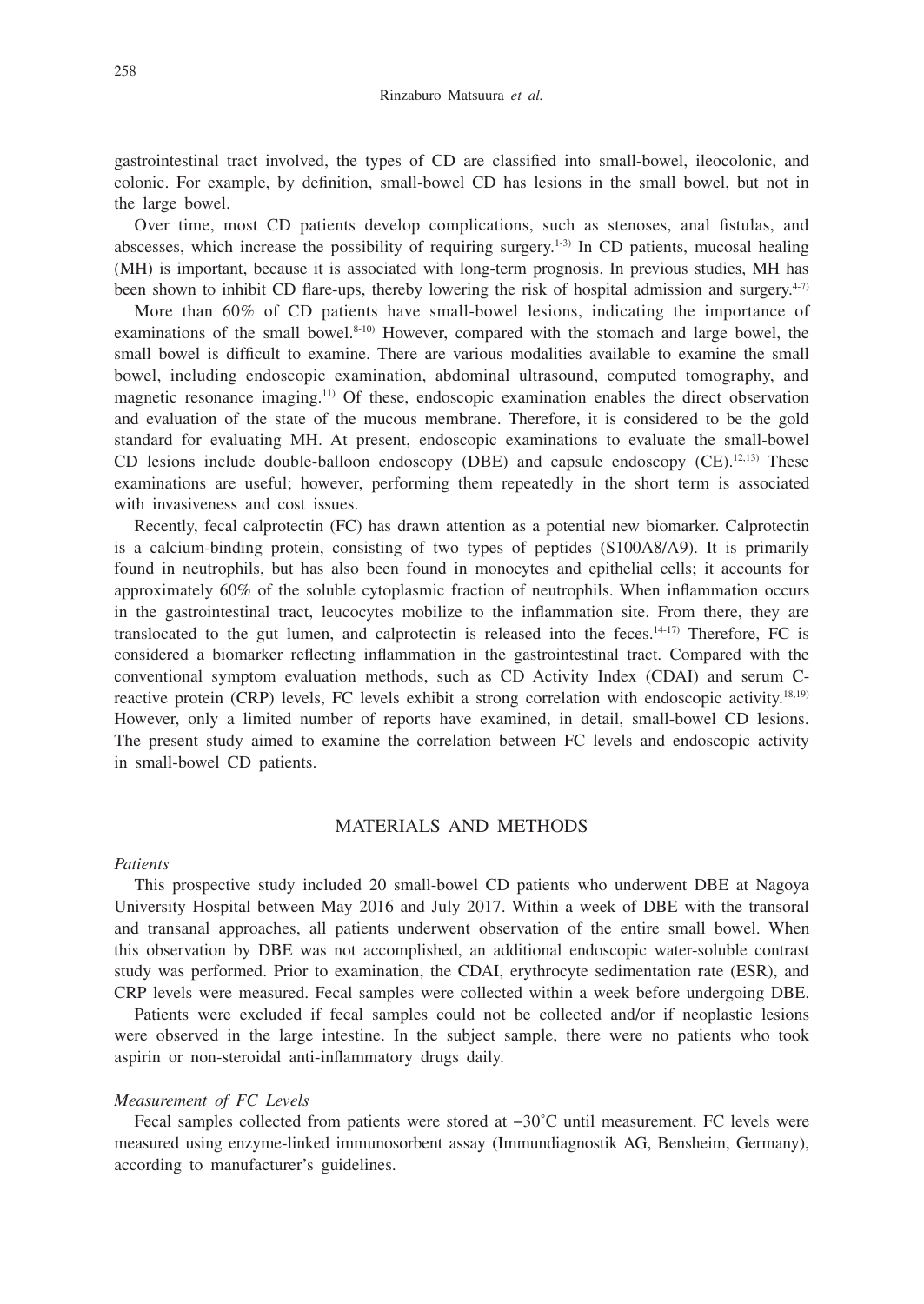gastrointestinal tract involved, the types of CD are classified into small-bowel, ileocolonic, and colonic. For example, by definition, small-bowel CD has lesions in the small bowel, but not in the large bowel.

Over time, most CD patients develop complications, such as stenoses, anal fistulas, and abscesses, which increase the possibility of requiring surgery.[1-3] In CD patients, mucosal healing (MH) is important, because it is associated with long-term prognosis. In previous studies, MH has been shown to inhibit CD flare-ups, thereby lowering the risk of hospital admission and surgery.[4-7]

More than 60% of CD patients have small-bowel lesions, indicating the importance of examinations of the small bowel.[8-10] However, compared with the stomach and large bowel, the small bowel is difficult to examine. There are various modalities available to examine the small bowel, including endoscopic examination, abdominal ultrasound, computed tomography, and magnetic resonance imaging.[11] Of these, endoscopic examination enables the direct observation and evaluation of the state of the mucous membrane. Therefore, it is considered to be the gold standard for evaluating MH. At present, endoscopic examinations to evaluate the small-bowel CD lesions include double-balloon endoscopy (DBE) and capsule endoscopy (CE).[12,13] These examinations are useful; however, performing them repeatedly in the short term is associated with invasiveness and cost issues.

Recently, fecal calprotectin (FC) has drawn attention as a potential new biomarker. Calprotectin is a calcium-binding protein, consisting of two types of peptides (S100A8/A9). It is primarily found in neutrophils, but has also been found in monocytes and epithelial cells; it accounts for approximately 60% of the soluble cytoplasmic fraction of neutrophils. When inflammation occurs in the gastrointestinal tract, leucocytes mobilize to the inflammation site. From there, they are translocated to the gut lumen, and calprotectin is released into the feces.[14-17] Therefore, FC is considered a biomarker reflecting inflammation in the gastrointestinal tract. Compared with the conventional symptom evaluation methods, such as CD Activity Index (CDAI) and serum C-reactive protein (CRP) levels, FC levels exhibit a strong correlation with endoscopic activity.[18,19] However, only a limited number of reports have examined, in detail, small-bowel CD lesions. The present study aimed to examine the correlation between FC levels and endoscopic activity in small-bowel CD patients.

## MATERIALS AND METHODS

### *Patients*

This prospective study included 20 small-bowel CD patients who underwent DBE at Nagoya University Hospital between May 2016 and July 2017. Within a week of DBE with the transoral and transanal approaches, all patients underwent observation of the entire small bowel. When this observation by DBE was not accomplished, an additional endoscopic water-soluble contrast study was performed. Prior to examination, the CDAI, erythrocyte sedimentation rate (ESR), and CRP levels were measured. Fecal samples were collected within a week before undergoing DBE.

Patients were excluded if fecal samples could not be collected and/or if neoplastic lesions were observed in the large intestine. In the subject sample, there were no patients who took aspirin or non-steroidal anti-inflammatory drugs daily.

### *Measurement of FC Levels*

Fecal samples collected from patients were stored at −30˚C until measurement. FC levels were measured using enzyme-linked immunosorbent assay (Immundiagnostik AG, Bensheim, Germany), according to manufacturer's guidelines.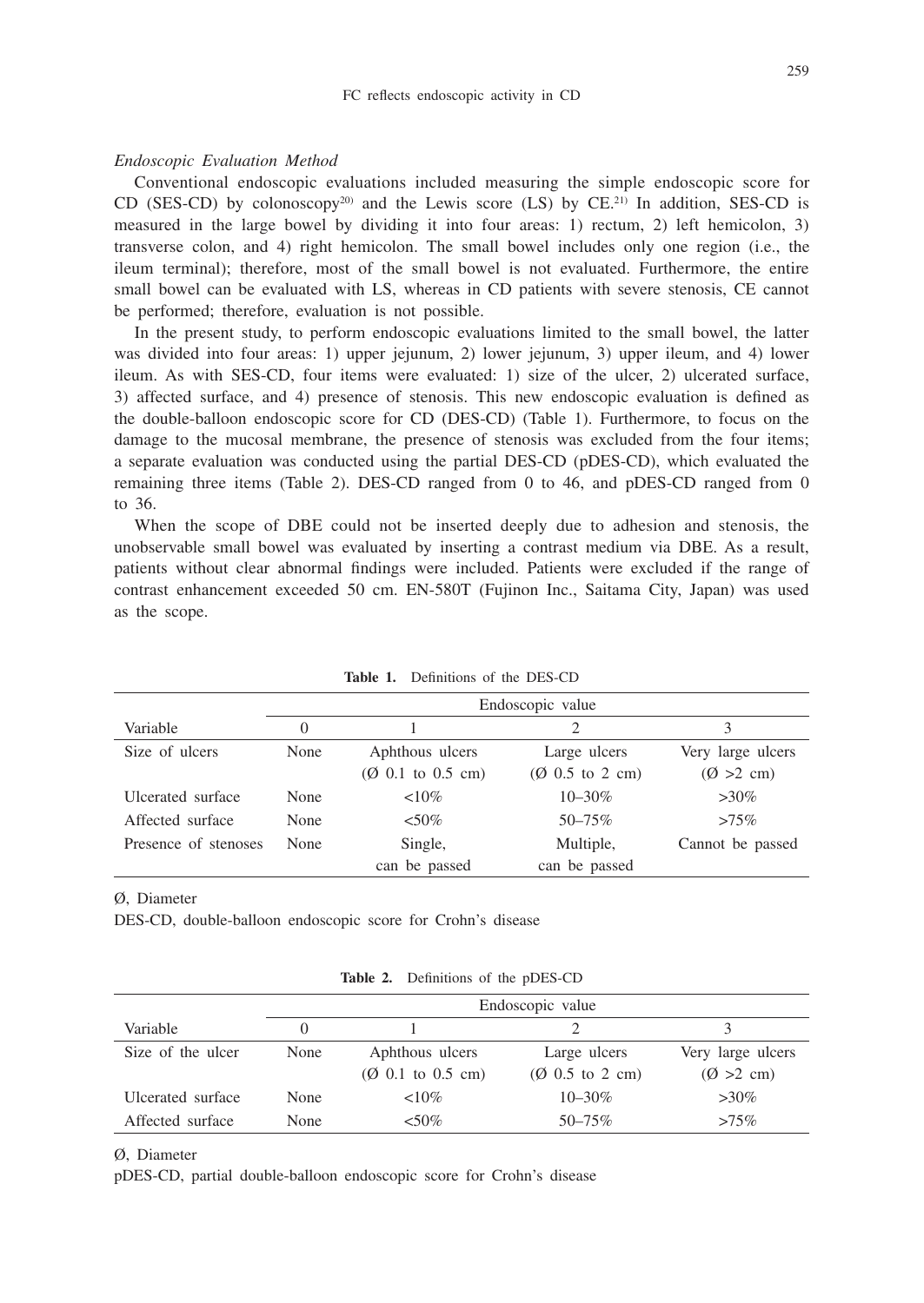### *Endoscopic Evaluation Method*

Conventional endoscopic evaluations included measuring the simple endoscopic score for CD (SES-CD) by colonoscopy[20] and the Lewis score (LS) by CE.[21] In addition, SES-CD is measured in the large bowel by dividing it into four areas: 1) rectum, 2) left hemicolon, 3) transverse colon, and 4) right hemicolon. The small bowel includes only one region (i.e., the ileum terminal); therefore, most of the small bowel is not evaluated. Furthermore, the entire small bowel can be evaluated with LS, whereas in CD patients with severe stenosis, CE cannot be performed; therefore, evaluation is not possible.

In the present study, to perform endoscopic evaluations limited to the small bowel, the latter was divided into four areas: 1) upper jejunum, 2) lower jejunum, 3) upper ileum, and 4) lower ileum. As with SES-CD, four items were evaluated: 1) size of the ulcer, 2) ulcerated surface, 3) affected surface, and 4) presence of stenosis. This new endoscopic evaluation is defined as the double-balloon endoscopic score for CD (DES-CD) (Table 1). Furthermore, to focus on the damage to the mucosal membrane, the presence of stenosis was excluded from the four items; a separate evaluation was conducted using the partial DES-CD (pDES-CD), which evaluated the remaining three items (Table 2). DES-CD ranged from 0 to 46, and pDES-CD ranged from 0 to 36.

When the scope of DBE could not be inserted deeply due to adhesion and stenosis, the unobservable small bowel was evaluated by inserting a contrast medium via DBE. As a result, patients without clear abnormal findings were included. Patients were excluded if the range of contrast enhancement exceeded 50 cm. EN-580T (Fujinon Inc., Saitama City, Japan) was used as the scope.

**Table 1.** Definitions of the DES-CD

| | Endoscopic value | | | |
|---|---|---|---|---|
| Variable | 0 | 1 | 2 | 3 |
| Size of ulcers | None | Aphthous ulcers (Ø 0.1 to 0.5 cm) | Large ulcers (Ø 0.5 to 2 cm) | Very large ulcers (Ø >2 cm) |
| Ulcerated surface | None | <10% | 10–30% | >30% |
| Affected surface | None | <50% | 50–75% | >75% |
| Presence of stenoses | None | Single, can be passed | Multiple, can be passed | Cannot be passed |

Ø, Diameter

DES-CD, double-balloon endoscopic score for Crohn's disease

**Table 2.** Definitions of the pDES-CD

| | Endoscopic value | | | |
|---|---|---|---|---|
| Variable | 0 | 1 | 2 | 3 |
| Size of the ulcer | None | Aphthous ulcers (Ø 0.1 to 0.5 cm) | Large ulcers (Ø 0.5 to 2 cm) | Very large ulcers (Ø >2 cm) |
| Ulcerated surface | None | <10% | 10–30% | >30% |
| Affected surface | None | <50% | 50–75% | >75% |

Ø, Diameter

pDES-CD, partial double-balloon endoscopic score for Crohn's disease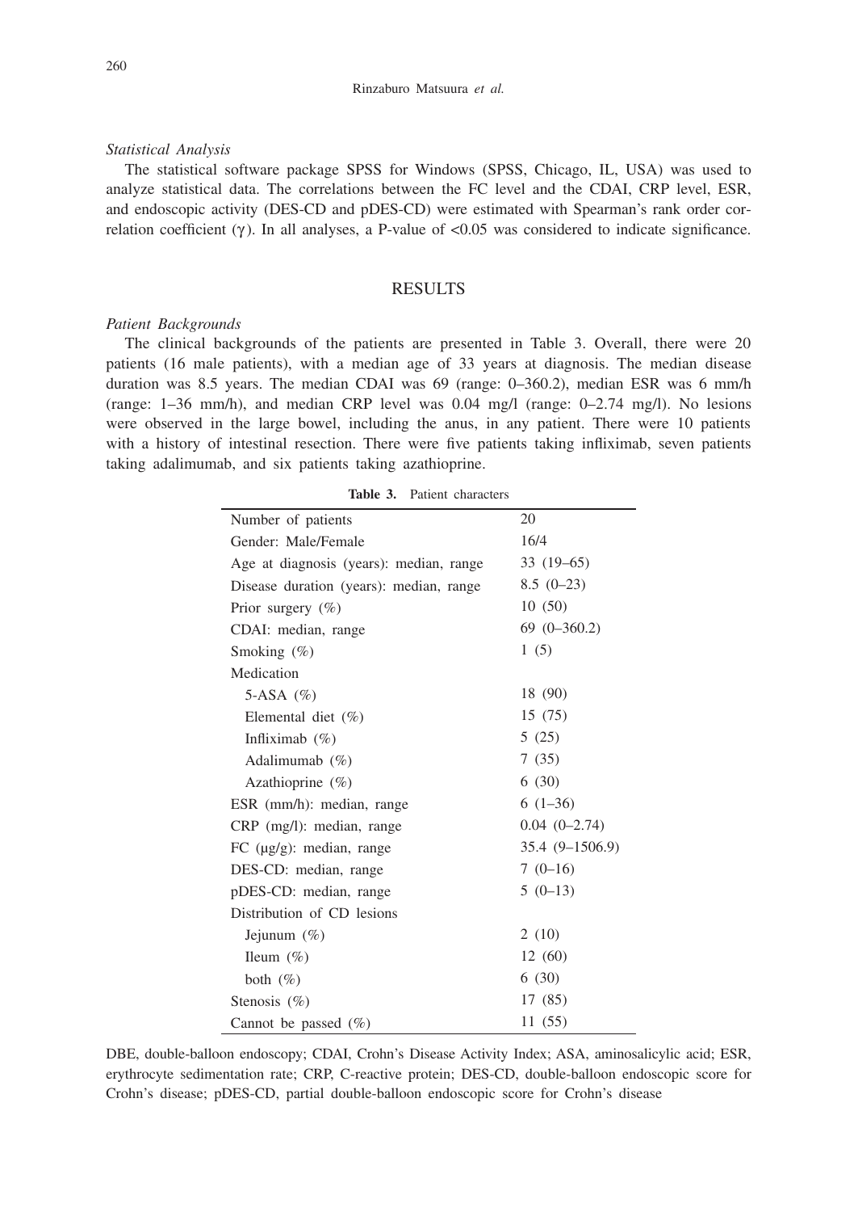### *Statistical Analysis*

The statistical software package SPSS for Windows (SPSS, Chicago, IL, USA) was used to analyze statistical data. The correlations between the FC level and the CDAI, CRP level, ESR, and endoscopic activity (DES-CD and pDES-CD) were estimated with Spearman's rank order correlation coefficient ($\gamma$). In all analyses, a P-value of <0.05 was considered to indicate significance.

## RESULTS

### *Patient Backgrounds*

The clinical backgrounds of the patients are presented in Table 3. Overall, there were 20 patients (16 male patients), with a median age of 33 years at diagnosis. The median disease duration was 8.5 years. The median CDAI was 69 (range: 0–360.2), median ESR was 6 mm/h (range: 1–36 mm/h), and median CRP level was 0.04 mg/l (range: 0–2.74 mg/l). No lesions were observed in the large bowel, including the anus, in any patient. There were 10 patients with a history of intestinal resection. There were five patients taking infliximab, seven patients taking adalimumab, and six patients taking azathioprine.

**Table 3.** Patient characters

| | |
|---|---|
| Number of patients | 20 |
| Gender: Male/Female | 16/4 |
| Age at diagnosis (years): median, range | 33 (19–65) |
| Disease duration (years): median, range | 8.5 (0–23) |
| Prior surgery (%) | 10 (50) |
| CDAI: median, range | 69 (0–360.2) |
| Smoking (%) | 1 (5) |
| Medication | |
| 5-ASA (%) | 18 (90) |
| Elemental diet (%) | 15 (75) |
| Infliximab (%) | 5 (25) |
| Adalimumab (%) | 7 (35) |
| Azathioprine (%) | 6 (30) |
| ESR (mm/h): median, range | 6 (1–36) |
| CRP (mg/l): median, range | 0.04 (0–2.74) |
| FC (μg/g): median, range | 35.4 (9–1506.9) |
| DES-CD: median, range | 7 (0–16) |
| pDES-CD: median, range | 5 (0–13) |
| Distribution of CD lesions | |
| Jejunum (%) | 2 (10) |
| Ileum (%) | 12 (60) |
| both (%) | 6 (30) |
| Stenosis (%) | 17 (85) |
| Cannot be passed (%) | 11 (55) |

DBE, double-balloon endoscopy; CDAI, Crohn's Disease Activity Index; ASA, aminosalicylic acid; ESR, erythrocyte sedimentation rate; CRP, C-reactive protein; DES-CD, double-balloon endoscopic score for Crohn's disease; pDES-CD, partial double-balloon endoscopic score for Crohn's disease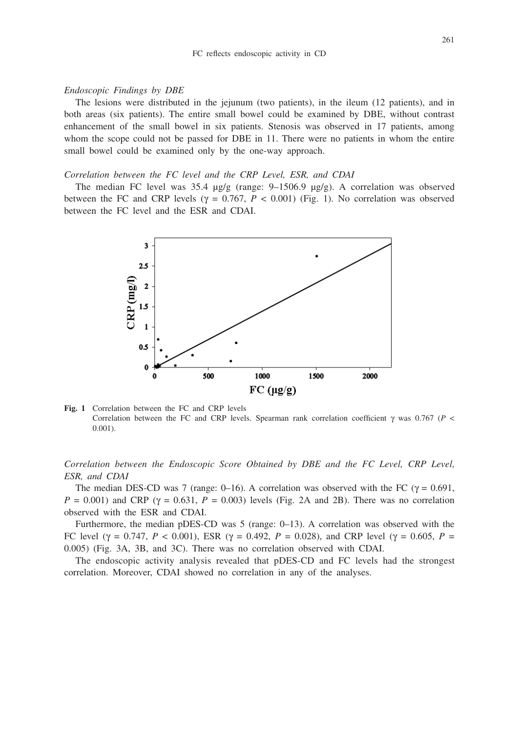*Endoscopic Findings by DBE*

The lesions were distributed in the jejunum (two patients), in the ileum (12 patients), and in both areas (six patients). The entire small bowel could be examined by DBE, without contrast enhancement of the small bowel in six patients. Stenosis was observed in 17 patients, among whom the scope could not be passed for DBE in 11. There were no patients in whom the entire small bowel could be examined only by the one-way approach.

*Correlation between the FC level and the CRP Level, ESR, and CDAI*

The median FC level was 35.4 μg/g (range: 9–1506.9 μg/g). A correlation was observed between the FC and CRP levels ($\gamma = 0.767$, $P < 0.001$) (Fig. 1). No correlation was observed between the FC level and the ESR and CDAI.

**Fig. 1** Correlation between the FC and CRP levels
Correlation between the FC and CRP levels. Spearman rank correlation coefficient $\gamma$ was 0.767 ($P < 0.001$).

*Correlation between the Endoscopic Score Obtained by DBE and the FC Level, CRP Level, ESR, and CDAI*

The median DES-CD was 7 (range: 0–16). A correlation was observed with the FC ($\gamma = 0.691$, $P = 0.001$) and CRP ($\gamma = 0.631$, $P = 0.003$) levels (Fig. 2A and 2B). There was no correlation observed with the ESR and CDAI.

Furthermore, the median pDES-CD was 5 (range: 0–13). A correlation was observed with the FC level ($\gamma = 0.747$, $P < 0.001$), ESR ($\gamma = 0.492$, $P = 0.028$), and CRP level ($\gamma = 0.605$, $P = 0.005$) (Fig. 3A, 3B, and 3C). There was no correlation observed with CDAI.

The endoscopic activity analysis revealed that pDES-CD and FC levels had the strongest correlation. Moreover, CDAI showed no correlation in any of the analyses.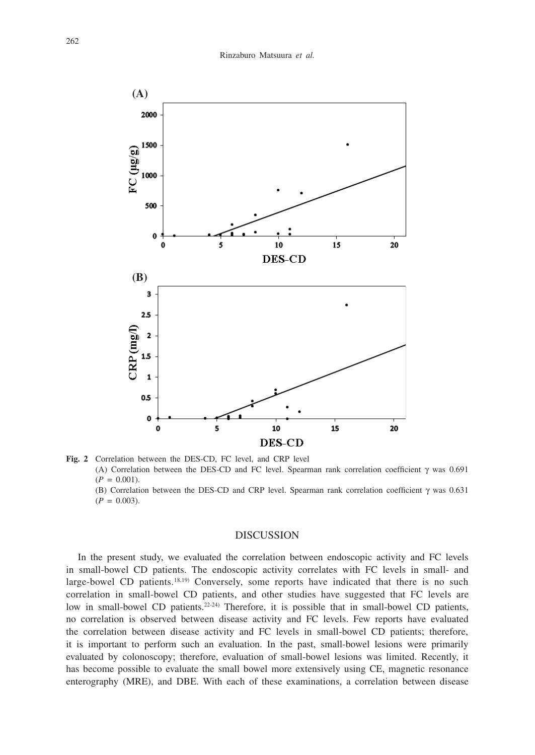Fig. 2 Correlation between the DES-CD, FC level, and CRP level

(A) Correlation between the DES-CD and FC level. Spearman rank correlation coefficient γ was 0.691 ($P$ = 0.001).

(B) Correlation between the DES-CD and CRP level. Spearman rank correlation coefficient γ was 0.631 ($P$ = 0.003).

## DISCUSSION

In the present study, we evaluated the correlation between endoscopic activity and FC levels in small-bowel CD patients. The endoscopic activity correlates with FC levels in small- and large-bowel CD patients.[18,19] Conversely, some reports have indicated that there is no such correlation in small-bowel CD patients, and other studies have suggested that FC levels are low in small-bowel CD patients.[22-24] Therefore, it is possible that in small-bowel CD patients, no correlation is observed between disease activity and FC levels. Few reports have evaluated the correlation between disease activity and FC levels in small-bowel CD patients; therefore, it is important to perform such an evaluation. In the past, small-bowel lesions were primarily evaluated by colonoscopy; therefore, evaluation of small-bowel lesions was limited. Recently, it has become possible to evaluate the small bowel more extensively using CE, magnetic resonance enterography (MRE), and DBE. With each of these examinations, a correlation between disease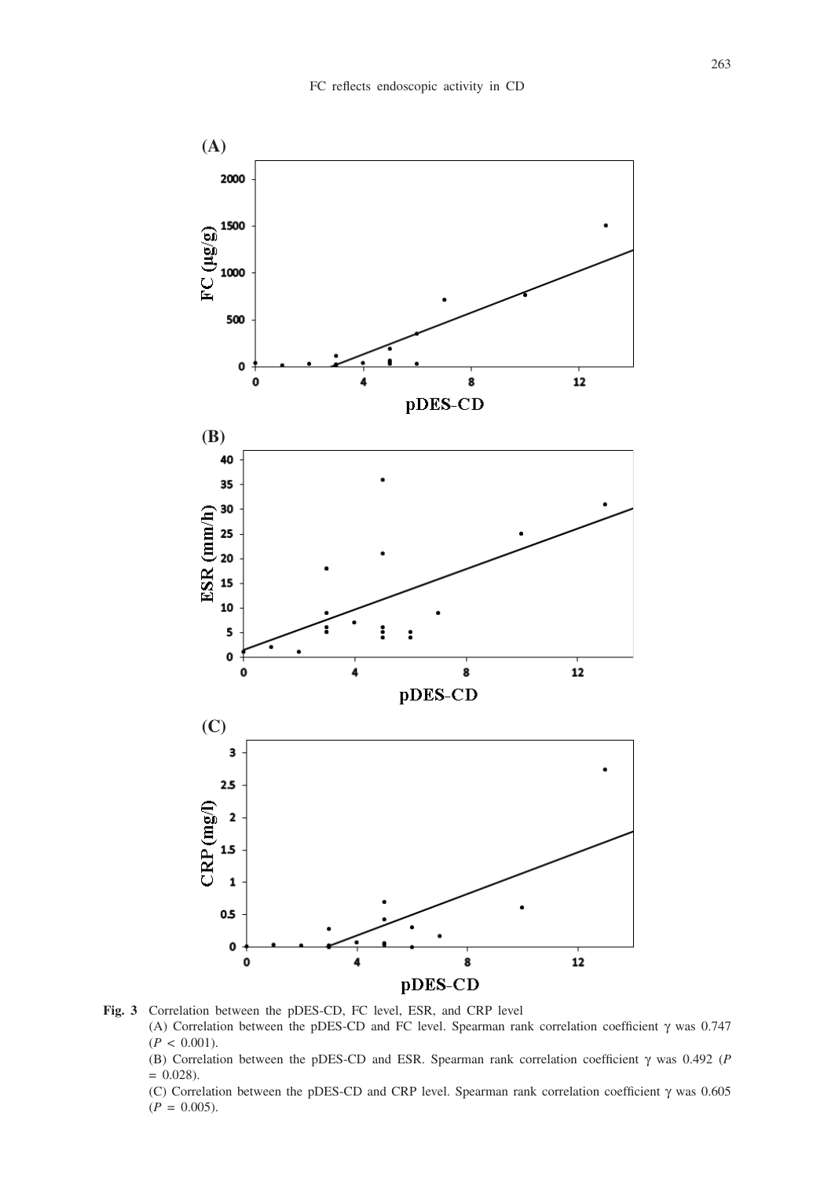**Fig. 3** Correlation between the pDES-CD, FC level, ESR, and CRP level

(A) Correlation between the pDES-CD and FC level. Spearman rank correlation coefficient γ was 0.747 ($P < 0.001$).

(B) Correlation between the pDES-CD and ESR. Spearman rank correlation coefficient γ was 0.492 ($P = 0.028$).

(C) Correlation between the pDES-CD and CRP level. Spearman rank correlation coefficient γ was 0.605 ($P = 0.005$).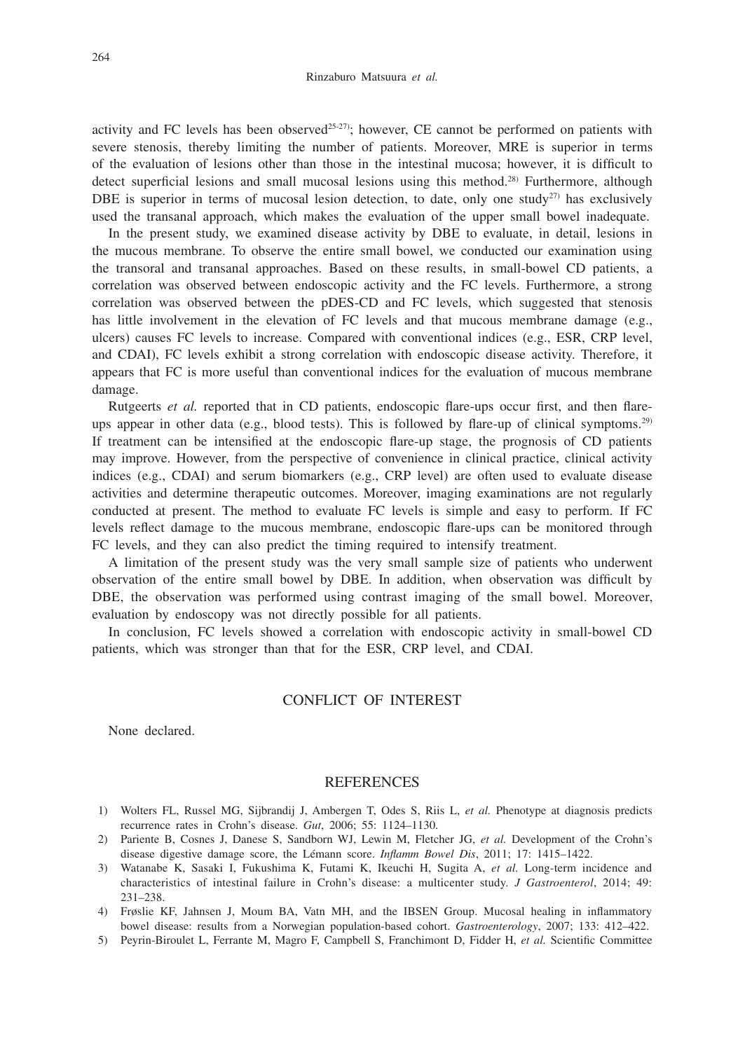activity and FC levels has been observed[25-27]; however, CE cannot be performed on patients with severe stenosis, thereby limiting the number of patients. Moreover, MRE is superior in terms of the evaluation of lesions other than those in the intestinal mucosa; however, it is difficult to detect superficial lesions and small mucosal lesions using this method.[28] Furthermore, although DBE is superior in terms of mucosal lesion detection, to date, only one study[27] has exclusively used the transanal approach, which makes the evaluation of the upper small bowel inadequate.

In the present study, we examined disease activity by DBE to evaluate, in detail, lesions in the mucous membrane. To observe the entire small bowel, we conducted our examination using the transoral and transanal approaches. Based on these results, in small-bowel CD patients, a correlation was observed between endoscopic activity and the FC levels. Furthermore, a strong correlation was observed between the pDES-CD and FC levels, which suggested that stenosis has little involvement in the elevation of FC levels and that mucous membrane damage (e.g., ulcers) causes FC levels to increase. Compared with conventional indices (e.g., ESR, CRP level, and CDAI), FC levels exhibit a strong correlation with endoscopic disease activity. Therefore, it appears that FC is more useful than conventional indices for the evaluation of mucous membrane damage.

Rutgeerts *et al.* reported that in CD patients, endoscopic flare-ups occur first, and then flare-ups appear in other data (e.g., blood tests). This is followed by flare-up of clinical symptoms.[29] If treatment can be intensified at the endoscopic flare-up stage, the prognosis of CD patients may improve. However, from the perspective of convenience in clinical practice, clinical activity indices (e.g., CDAI) and serum biomarkers (e.g., CRP level) are often used to evaluate disease activities and determine therapeutic outcomes. Moreover, imaging examinations are not regularly conducted at present. The method to evaluate FC levels is simple and easy to perform. If FC levels reflect damage to the mucous membrane, endoscopic flare-ups can be monitored through FC levels, and they can also predict the timing required to intensify treatment.

A limitation of the present study was the very small sample size of patients who underwent observation of the entire small bowel by DBE. In addition, when observation was difficult by DBE, the observation was performed using contrast imaging of the small bowel. Moreover, evaluation by endoscopy was not directly possible for all patients.

In conclusion, FC levels showed a correlation with endoscopic activity in small-bowel CD patients, which was stronger than that for the ESR, CRP level, and CDAI.

## CONFLICT OF INTEREST

None declared.

## REFERENCES

1) Wolters FL, Russel MG, Sijbrandij J, Ambergen T, Odes S, Riis L, *et al.* Phenotype at diagnosis predicts recurrence rates in Crohn's disease. *Gut*, 2006; 55: 1124–1130.
2) Pariente B, Cosnes J, Danese S, Sandborn WJ, Lewin M, Fletcher JG, *et al.* Development of the Crohn's disease digestive damage score, the Lémann score. *Inflamm Bowel Dis*, 2011; 17: 1415–1422.
3) Watanabe K, Sasaki I, Fukushima K, Futami K, Ikeuchi H, Sugita A, *et al.* Long-term incidence and characteristics of intestinal failure in Crohn's disease: a multicenter study. *J Gastroenterol*, 2014; 49: 231–238.
4) Frøslie KF, Jahnsen J, Moum BA, Vatn MH, and the IBSEN Group. Mucosal healing in inflammatory bowel disease: results from a Norwegian population-based cohort. *Gastroenterology*, 2007; 133: 412–422.
5) Peyrin-Biroulet L, Ferrante M, Magro F, Campbell S, Franchimont D, Fidder H, *et al.* Scientific Committee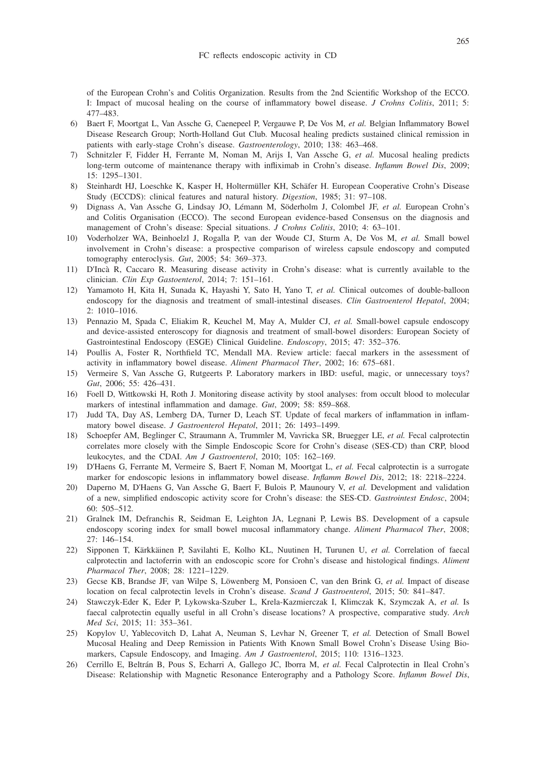of the European Crohn's and Colitis Organization. Results from the 2nd Scientific Workshop of the ECCO. I: Impact of mucosal healing on the course of inflammatory bowel disease. *J Crohns Colitis*, 2011; 5: 477–483.

6) Baert F, Moortgat L, Van Assche G, Caenepeel P, Vergauwe P, De Vos M, *et al.* Belgian Inflammatory Bowel Disease Research Group; North-Holland Gut Club. Mucosal healing predicts sustained clinical remission in patients with early-stage Crohn's disease. *Gastroenterology*, 2010; 138: 463–468.
7) Schnitzler F, Fidder H, Ferrante M, Noman M, Arijs I, Van Assche G, *et al.* Mucosal healing predicts long-term outcome of maintenance therapy with infliximab in Crohn's disease. *Inflamm Bowel Dis*, 2009; 15: 1295–1301.
8) Steinhardt HJ, Loeschke K, Kasper H, Holtermüller KH, Schäfer H. European Cooperative Crohn's Disease Study (ECCDS): clinical features and natural history. *Digestion*, 1985; 31: 97–108.
9) Dignass A, Van Assche G, Lindsay JO, Lémann M, Söderholm J, Colombel JF, *et al.* European Crohn's and Colitis Organisation (ECCO). The second European evidence-based Consensus on the diagnosis and management of Crohn's disease: Special situations. *J Crohns Colitis*, 2010; 4: 63–101.
10) Voderholzer WA, Beinhoelzl J, Rogalla P, van der Woude CJ, Sturm A, De Vos M, *et al.* Small bowel involvement in Crohn's disease: a prospective comparison of wireless capsule endoscopy and computed tomography enteroclysis. *Gut*, 2005; 54: 369–373.
11) D'Incà R, Caccaro R. Measuring disease activity in Crohn's disease: what is currently available to the clinician. *Clin Exp Gastoenterol*, 2014; 7: 151–161.
12) Yamamoto H, Kita H, Sunada K, Hayashi Y, Sato H, Yano T, *et al.* Clinical outcomes of double-balloon endoscopy for the diagnosis and treatment of small-intestinal diseases. *Clin Gastroenterol Hepatol*, 2004; 2: 1010–1016.
13) Pennazio M, Spada C, Eliakim R, Keuchel M, May A, Mulder CJ, *et al.* Small-bowel capsule endoscopy and device-assisted enteroscopy for diagnosis and treatment of small-bowel disorders: European Society of Gastrointestinal Endoscopy (ESGE) Clinical Guideline. *Endoscopy*, 2015; 47: 352–376.
14) Poullis A, Foster R, Northfield TC, Mendall MA. Review article: faecal markers in the assessment of activity in inflammatory bowel disease. *Aliment Pharmacol Ther*, 2002; 16: 675–681.
15) Vermeire S, Van Assche G, Rutgeerts P. Laboratory markers in IBD: useful, magic, or unnecessary toys? *Gut*, 2006; 55: 426–431.
16) Foell D, Wittkowski H, Roth J. Monitoring disease activity by stool analyses: from occult blood to molecular markers of intestinal inflammation and damage. *Gut*, 2009; 58: 859–868.
17) Judd TA, Day AS, Lemberg DA, Turner D, Leach ST. Update of fecal markers of inflammation in inflammatory bowel disease. *J Gastroenterol Hepatol*, 2011; 26: 1493–1499.
18) Schoepfer AM, Beglinger C, Straumann A, Trummler M, Vavricka SR, Bruegger LE, *et al.* Fecal calprotectin correlates more closely with the Simple Endoscopic Score for Crohn's disease (SES-CD) than CRP, blood leukocytes, and the CDAI. *Am J Gastroenterol*, 2010; 105: 162–169.
19) D'Haens G, Ferrante M, Vermeire S, Baert F, Noman M, Moortgat L, *et al.* Fecal calprotectin is a surrogate marker for endoscopic lesions in inflammatory bowel disease. *Inflamm Bowel Dis*, 2012; 18: 2218–2224.
20) Daperno M, D'Haens G, Van Assche G, Baert F, Bulois P, Maunoury V, *et al.* Development and validation of a new, simplified endoscopic activity score for Crohn's disease: the SES-CD. *Gastrointest Endosc*, 2004; 60: 505–512.
21) Gralnek IM, Defranchis R, Seidman E, Leighton JA, Legnani P, Lewis BS. Development of a capsule endoscopy scoring index for small bowel mucosal inflammatory change. *Aliment Pharmacol Ther*, 2008; 27: 146–154.
22) Sipponen T, Kärkkäinen P, Savilahti E, Kolho KL, Nuutinen H, Turunen U, *et al.* Correlation of faecal calprotectin and lactoferrin with an endoscopic score for Crohn's disease and histological findings. *Aliment Pharmacol Ther*, 2008; 28: 1221–1229.
23) Gecse KB, Brandse JF, van Wilpe S, Löwenberg M, Ponsioen C, van den Brink G, *et al.* Impact of disease location on fecal calprotectin levels in Crohn's disease. *Scand J Gastroenterol*, 2015; 50: 841–847.
24) Stawczyk-Eder K, Eder P, Lykowska-Szuber L, Krela-Kazmierczak I, Klimczak K, Szymczak A, *et al.* Is faecal calprotectin equally useful in all Crohn's disease locations? A prospective, comparative study. *Arch Med Sci*, 2015; 11: 353–361.
25) Kopylov U, Yablecovitch D, Lahat A, Neuman S, Levhar N, Greener T, *et al.* Detection of Small Bowel Mucosal Healing and Deep Remission in Patients With Known Small Bowel Crohn's Disease Using Biomarkers, Capsule Endoscopy, and Imaging. *Am J Gastroenterol*, 2015; 110: 1316–1323.
26) Cerrillo E, Beltrán B, Pous S, Echarri A, Gallego JC, Iborra M, *et al.* Fecal Calprotectin in Ileal Crohn's Disease: Relationship with Magnetic Resonance Enterography and a Pathology Score. *Inflamm Bowel Dis*,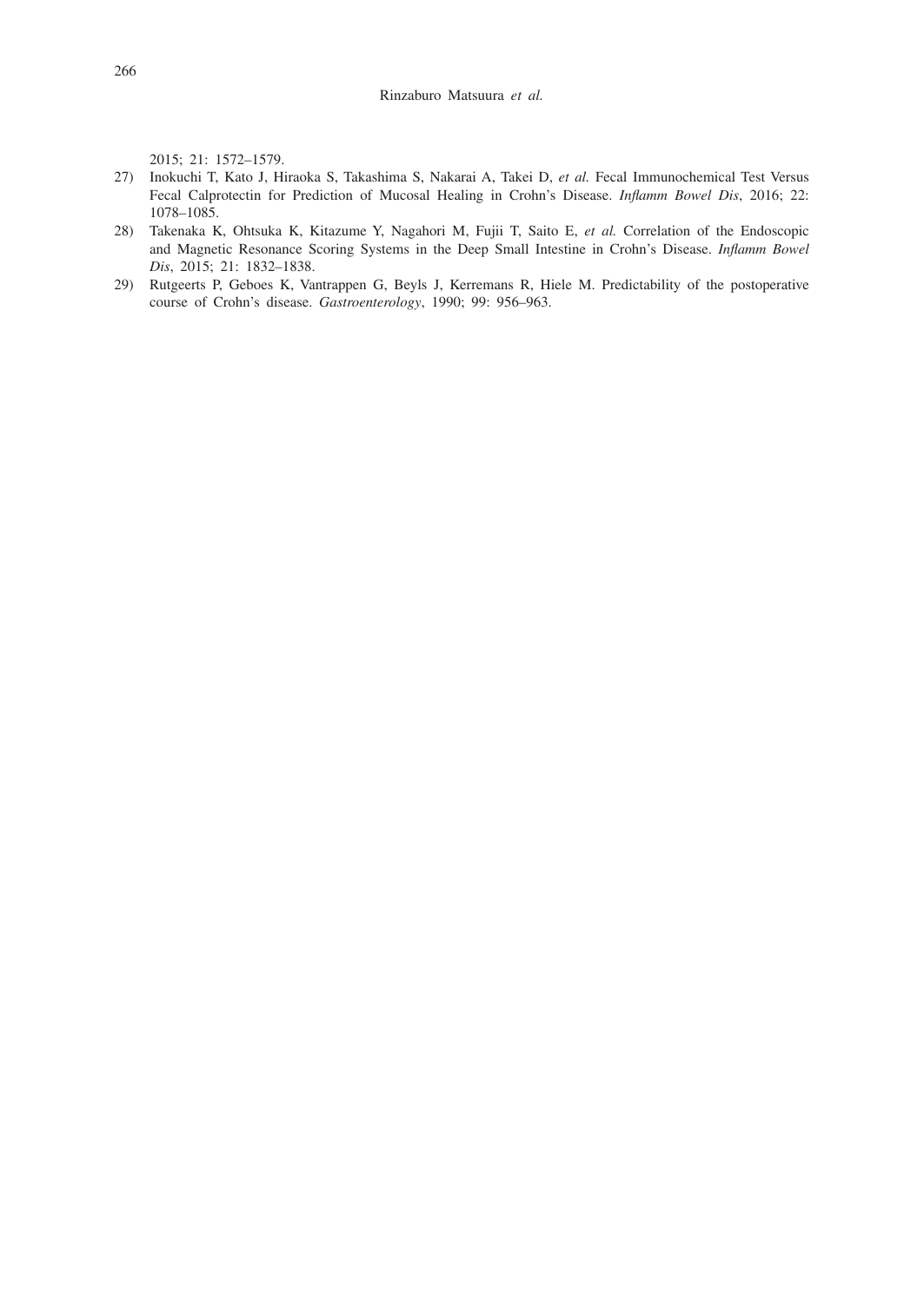2015; 21: 1572–1579.

27) Inokuchi T, Kato J, Hiraoka S, Takashima S, Nakarai A, Takei D, *et al.* Fecal Immunochemical Test Versus Fecal Calprotectin for Prediction of Mucosal Healing in Crohn's Disease. *Inflamm Bowel Dis*, 2016; 22: 1078–1085.
28) Takenaka K, Ohtsuka K, Kitazume Y, Nagahori M, Fujii T, Saito E, *et al.* Correlation of the Endoscopic and Magnetic Resonance Scoring Systems in the Deep Small Intestine in Crohn's Disease. *Inflamm Bowel Dis*, 2015; 21: 1832–1838.
29) Rutgeerts P, Geboes K, Vantrappen G, Beyls J, Kerremans R, Hiele M. Predictability of the postoperative course of Crohn's disease. *Gastroenterology*, 1990; 99: 956–963.